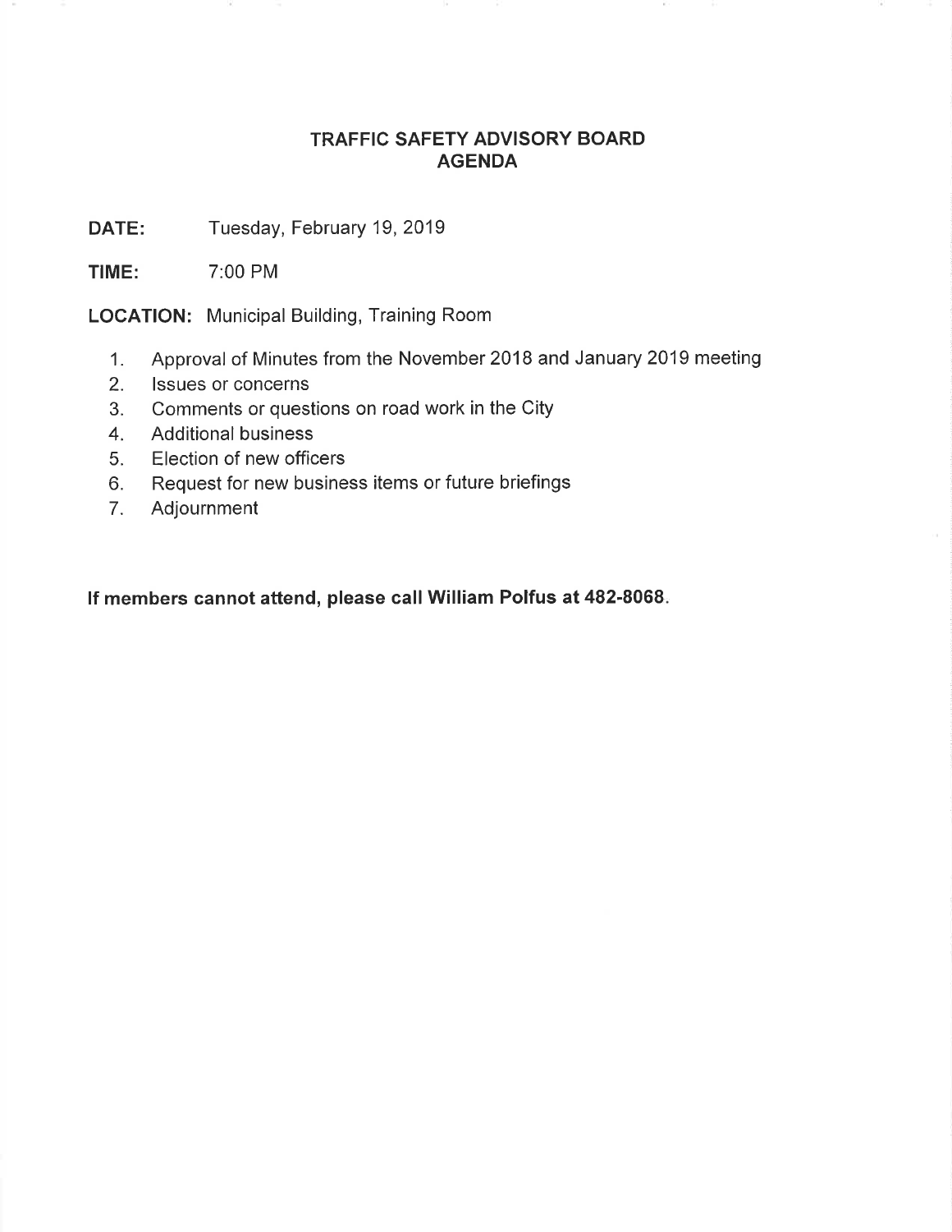# TRAFFIC SAFETY ADVISORY BOARD
# AGENDA

**DATE:** Tuesday, February 19, 2019

**TIME:** 7:00 PM

**LOCATION:** Municipal Building, Training Room

1. Approval of Minutes from the November 2018 and January 2019 meeting
2. Issues or concerns
3. Comments or questions on road work in the City
4. Additional business
5. Election of new officers
6. Request for new business items or future briefings
7. Adjournment

**If members cannot attend, please call William Polfus at 482-8068.**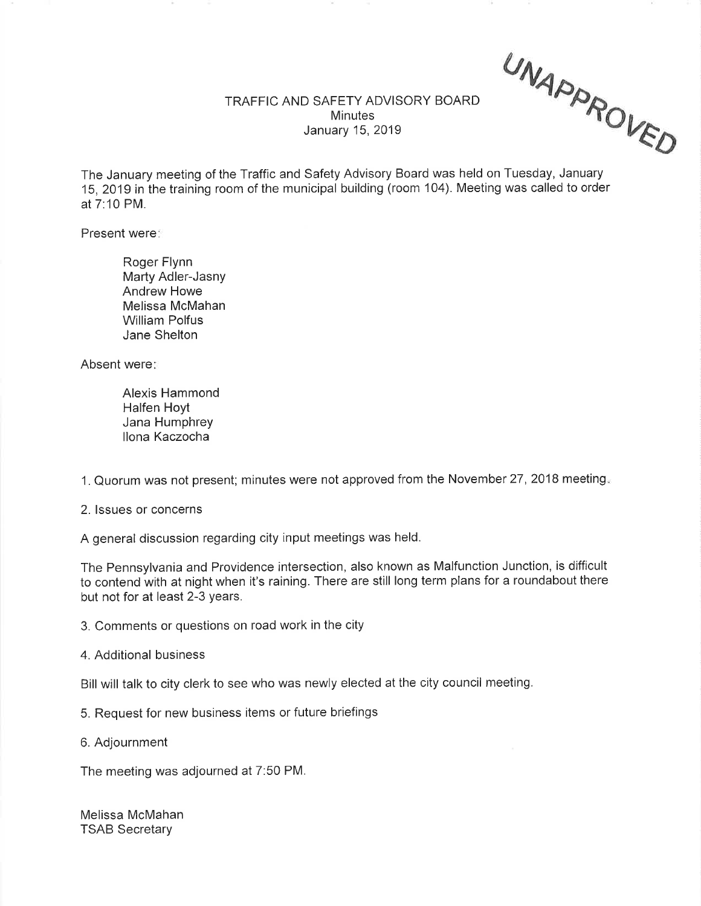UNAPPROVED

# TRAFFIC AND SAFETY ADVISORY BOARD
## Minutes
## January 15, 2019

The January meeting of the Traffic and Safety Advisory Board was held on Tuesday, January 15, 2019 in the training room of the municipal building (room 104). Meeting was called to order at 7:10 PM.

Present were:

- Roger Flynn
- Marty Adler-Jasny
- Andrew Howe
- Melissa McMahan
- William Polfus
- Jane Shelton

Absent were:

- Alexis Hammond
- Halfen Hoyt
- Jana Humphrey
- Ilona Kaczocha

1. Quorum was not present; minutes were not approved from the November 27, 2018 meeting.

2. Issues or concerns

A general discussion regarding city input meetings was held.

The Pennsylvania and Providence intersection, also known as Malfunction Junction, is difficult to contend with at night when it's raining. There are still long term plans for a roundabout there but not for at least 2-3 years.

3. Comments or questions on road work in the city

4. Additional business

Bill will talk to city clerk to see who was newly elected at the city council meeting.

5. Request for new business items or future briefings

6. Adjournment

The meeting was adjourned at 7:50 PM.

Melissa McMahan
TSAB Secretary